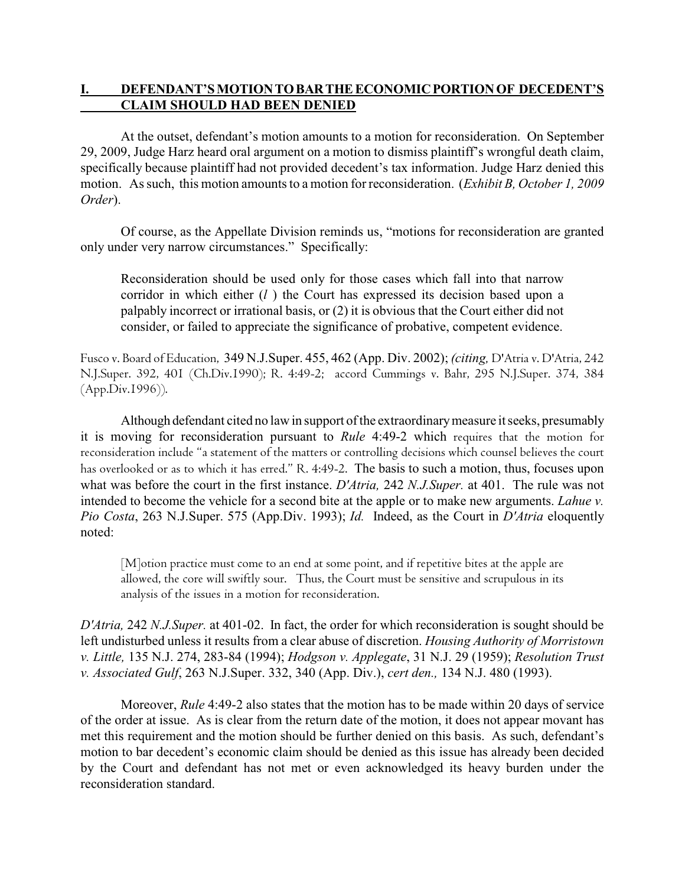## **I. DEFENDANT'S MOTION TO BAR THE ECONOMIC PORTION OF DECEDENT'S CLAIM SHOULD HAD BEEN DENIED**

At the outset, defendant's motion amounts to a motion for reconsideration. On September 29, 2009, Judge Harz heard oral argument on a motion to dismiss plaintiff's wrongful death claim, specifically because plaintiff had not provided decedent's tax information. Judge Harz denied this motion. As such, this motion amounts to a motion for reconsideration. (*Exhibit B, October 1, 2009 Order*).

Of course, as the Appellate Division reminds us, "motions for reconsideration are granted only under very narrow circumstances." Specifically:

> Reconsideration should be used only for those cases which fall into that narrow corridor in which either (*l* ) the Court has expressed its decision based upon a palpably incorrect or irrational basis, or (2) it is obvious that the Court either did not consider, or failed to appreciate the significance of probative, competent evidence.

Fusco v. Board of Education, 349 N.J.Super. 455, 462 (App. Div. 2002); *(citing*, D'Atria v. D'Atria, 242 N.J.Super. 392, 401 (Ch.Div.1990); R. 4:49-2; accord Cummings v. Bahr, 295 N.J.Super. 374, 384 (App.Div.1996)).

Although defendant cited no law in support of the extraordinary measure it seeks, presumably it is moving for reconsideration pursuant to *Rule* 4:49-2 which requires that the motion for reconsideration include "a statement of the matters or controlling decisions which counsel believes the court has overlooked or as to which it has erred." R. 4:49-2. The basis to such a motion, thus, focuses upon what was before the court in the first instance. *D'Atria,* 242 *N.J.Super.* at 401. The rule was not intended to become the vehicle for a second bite at the apple or to make new arguments. *Lahue v. Pio Costa*, 263 N.J.Super. 575 (App.Div. 1993); *Id.* Indeed, as the Court in *D'Atria* eloquently noted:

> [M]otion practice must come to an end at some point, and if repetitive bites at the apple are allowed, the core will swiftly sour. Thus, the Court must be sensitive and scrupulous in its analysis of the issues in a motion for reconsideration.

*D'Atria,* 242 *N.J.Super.* at 401-02. In fact, the order for which reconsideration is sought should be left undisturbed unless it results from a clear abuse of discretion. *Housing Authority of Morristown v. Little,* 135 N.J. 274, 283-84 (1994); *Hodgson v. Applegate*, 31 N.J. 29 (1959); *Resolution Trust v. Associated Gulf*, 263 N.J.Super. 332, 340 (App. Div.), *cert den.,* 134 N.J. 480 (1993).

Moreover, *Rule* 4:49-2 also states that the motion has to be made within 20 days of service of the order at issue. As is clear from the return date of the motion, it does not appear movant has met this requirement and the motion should be further denied on this basis. As such, defendant's motion to bar decedent's economic claim should be denied as this issue has already been decided by the Court and defendant has not met or even acknowledged its heavy burden under the reconsideration standard.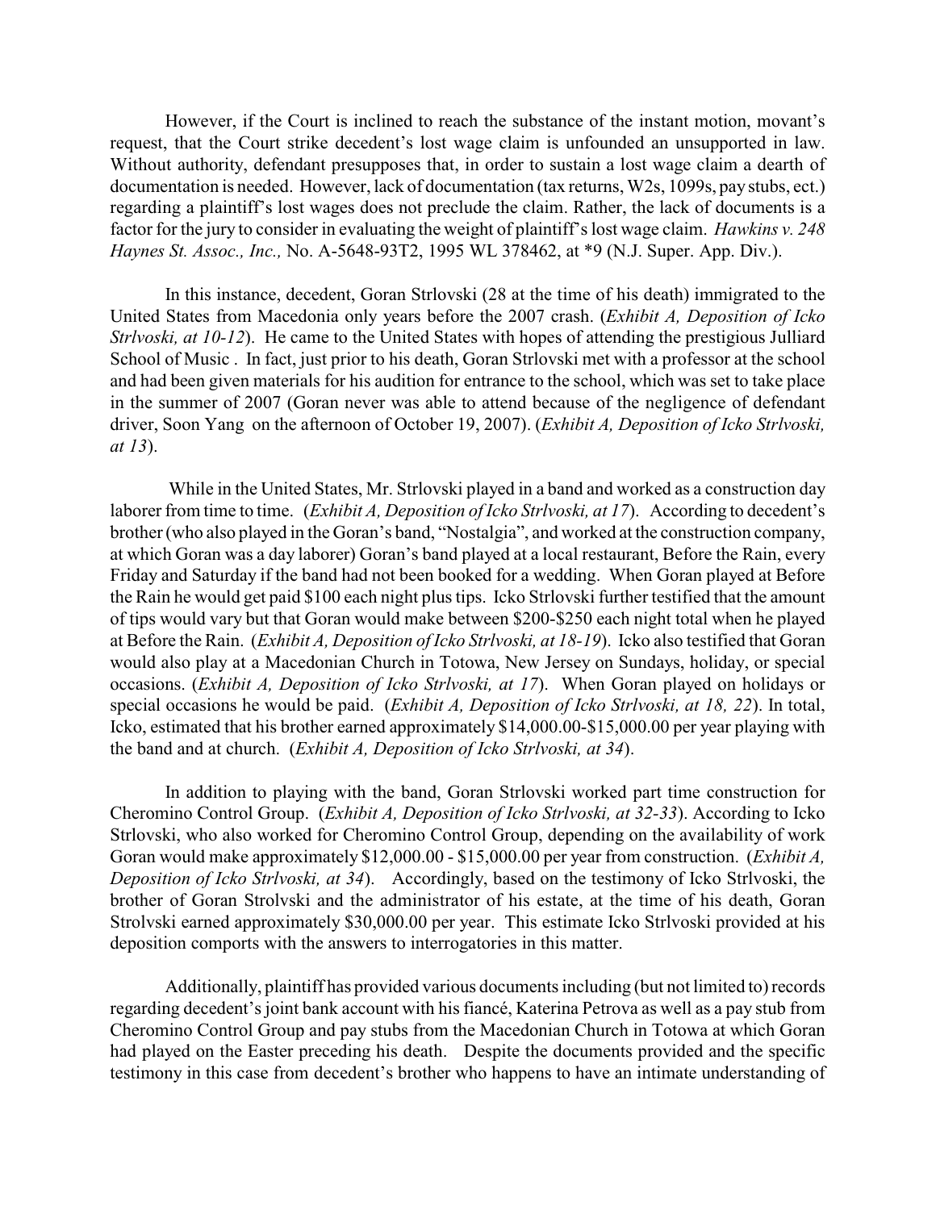However, if the Court is inclined to reach the substance of the instant motion, movant's request, that the Court strike decedent's lost wage claim is unfounded an unsupported in law. Without authority, defendant presupposes that, in order to sustain a lost wage claim a dearth of documentation is needed. However, lack of documentation (tax returns, W2s, 1099s, pay stubs, ect.) regarding a plaintiff's lost wages does not preclude the claim. Rather, the lack of documents is a factor for the jury to consider in evaluating the weight of plaintiff's lost wage claim. *Hawkins v. 248 Haynes St. Assoc., Inc.,* No. A-5648-93T2, 1995 WL 378462, at *9 (N.J. Super. App. Div.).

In this instance, decedent, Goran Strlovski (28 at the time of his death) immigrated to the United States from Macedonia only years before the 2007 crash. (*Exhibit A, Deposition of Icko Strlvoski, at 10-12*). He came to the United States with hopes of attending the prestigious Julliard School of Music . In fact, just prior to his death, Goran Strlovski met with a professor at the school and had been given materials for his audition for entrance to the school, which was set to take place in the summer of 2007 (Goran never was able to attend because of the negligence of defendant driver, Soon Yang on the afternoon of October 19, 2007). (*Exhibit A, Deposition of Icko Strlvoski, at 13*).

While in the United States, Mr. Strlovski played in a band and worked as a construction day laborer from time to time. (*Exhibit A, Deposition of Icko Strlvoski, at 17*). According to decedent's brother (who also played in the Goran's band, "Nostalgia", and worked at the construction company, at which Goran was a day laborer) Goran's band played at a local restaurant, Before the Rain, every Friday and Saturday if the band had not been booked for a wedding. When Goran played at Before the Rain he would get paid $100 each night plus tips. Icko Strlovski further testified that the amount of tips would vary but that Goran would make between $200-$250 each night total when he played at Before the Rain. (*Exhibit A, Deposition of Icko Strlvoski, at 18-19*). Icko also testified that Goran would also play at a Macedonian Church in Totowa, New Jersey on Sundays, holiday, or special occasions. (*Exhibit A, Deposition of Icko Strlvoski, at 17*). When Goran played on holidays or special occasions he would be paid. (*Exhibit A, Deposition of Icko Strlvoski, at 18, 22*). In total, Icko, estimated that his brother earned approximately $14,000.00-$15,000.00 per year playing with the band and at church. (*Exhibit A, Deposition of Icko Strlvoski, at 34*).

In addition to playing with the band, Goran Strlovski worked part time construction for Cheromino Control Group. (*Exhibit A, Deposition of Icko Strlvoski, at 32-33*). According to Icko Strlovski, who also worked for Cheromino Control Group, depending on the availability of work Goran would make approximately $12,000.00 - $15,000.00 per year from construction. (*Exhibit A, Deposition of Icko Strlvoski, at 34*). Accordingly, based on the testimony of Icko Strlvoski, the brother of Goran Strolvski and the administrator of his estate, at the time of his death, Goran Strolvski earned approximately $30,000.00 per year. This estimate Icko Strlvoski provided at his deposition comports with the answers to interrogatories in this matter.

Additionally, plaintiff has provided various documents including (but not limited to) records regarding decedent's joint bank account with his fiancé, Katerina Petrova as well as a pay stub from Cheromino Control Group and pay stubs from the Macedonian Church in Totowa at which Goran had played on the Easter preceding his death. Despite the documents provided and the specific testimony in this case from decedent's brother who happens to have an intimate understanding of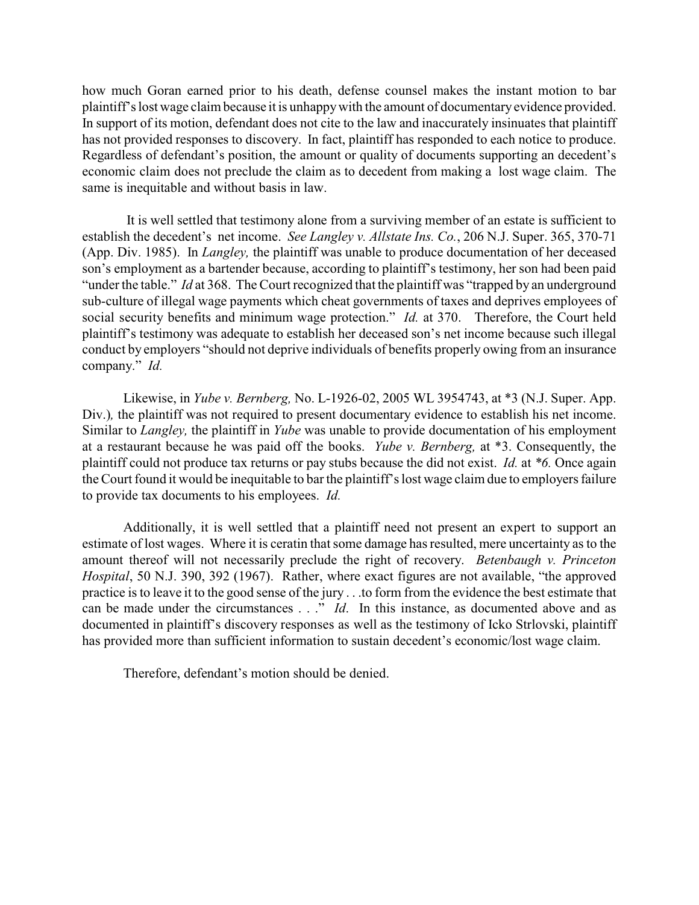how much Goran earned prior to his death, defense counsel makes the instant motion to bar plaintiff's lost wage claim because it is unhappy with the amount of documentary evidence provided. In support of its motion, defendant does not cite to the law and inaccurately insinuates that plaintiff has not provided responses to discovery. In fact, plaintiff has responded to each notice to produce. Regardless of defendant's position, the amount or quality of documents supporting an decedent's economic claim does not preclude the claim as to decedent from making a lost wage claim. The same is inequitable and without basis in law.

It is well settled that testimony alone from a surviving member of an estate is sufficient to establish the decedent's net income. *See Langley v. Allstate Ins. Co.*, 206 N.J. Super. 365, 370-71 (App. Div. 1985). In *Langley,* the plaintiff was unable to produce documentation of her deceased son's employment as a bartender because, according to plaintiff's testimony, her son had been paid "under the table." *Id* at 368. The Court recognized that the plaintiff was "trapped by an underground sub-culture of illegal wage payments which cheat governments of taxes and deprives employees of social security benefits and minimum wage protection." *Id.* at 370. Therefore, the Court held plaintiff's testimony was adequate to establish her deceased son's net income because such illegal conduct by employers "should not deprive individuals of benefits properly owing from an insurance company." *Id.*

Likewise, in *Yube v. Bernberg,* No. L-1926-02, 2005 WL 3954743, at *3 (N.J. Super. App. Div.)*,* the plaintiff was not required to present documentary evidence to establish his net income. Similar to *Langley,* the plaintiff in *Yube* was unable to provide documentation of his employment at a restaurant because he was paid off the books. *Yube v. Bernberg,* at *3. Consequently, the plaintiff could not produce tax returns or pay stubs because the did not exist. *Id.* at *\*6.* Once again the Court found it would be inequitable to bar the plaintiff's lost wage claim due to employers failure to provide tax documents to his employees. *Id.*

Additionally, it is well settled that a plaintiff need not present an expert to support an estimate of lost wages. Where it is ceratin that some damage has resulted, mere uncertainty as to the amount thereof will not necessarily preclude the right of recovery. *Betenbaugh v. Princeton Hospital*, 50 N.J. 390, 392 (1967). Rather, where exact figures are not available, "the approved practice is to leave it to the good sense of the jury . . .to form from the evidence the best estimate that can be made under the circumstances . . ." *Id*. In this instance, as documented above and as documented in plaintiff's discovery responses as well as the testimony of Icko Strlovski, plaintiff has provided more than sufficient information to sustain decedent's economic/lost wage claim.

Therefore, defendant's motion should be denied.